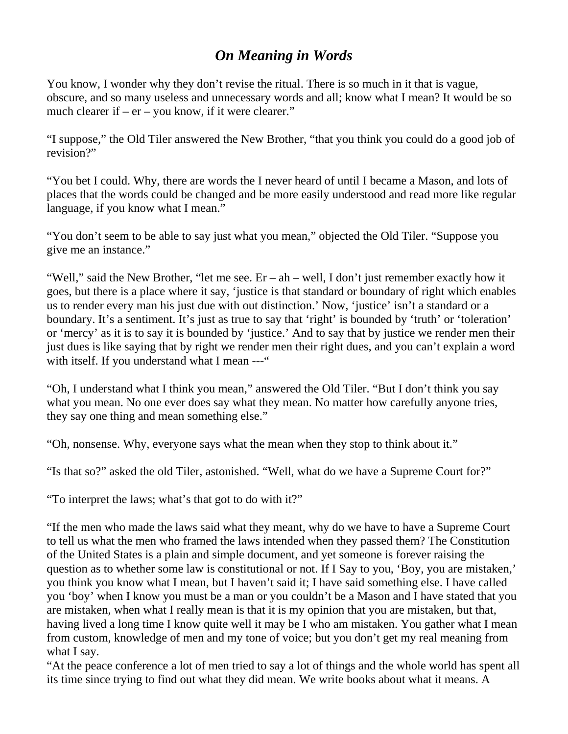# *On Meaning in Words*

You know, I wonder why they don't revise the ritual. There is so much in it that is vague, obscure, and so many useless and unnecessary words and all; know what I mean? It would be so much clearer if – er – you know, if it were clearer."

"I suppose," the Old Tiler answered the New Brother, "that you think you could do a good job of revision?"

"You bet I could. Why, there are words the I never heard of until I became a Mason, and lots of places that the words could be changed and be more easily understood and read more like regular language, if you know what I mean."

"You don't seem to be able to say just what you mean," objected the Old Tiler. "Suppose you give me an instance."

"Well," said the New Brother, "let me see. Er – ah – well, I don't just remember exactly how it goes, but there is a place where it say, 'justice is that standard or boundary of right which enables us to render every man his just due with out distinction.' Now, 'justice' isn't a standard or a boundary. It's a sentiment. It's just as true to say that 'right' is bounded by 'truth' or 'toleration' or 'mercy' as it is to say it is bounded by 'justice.' And to say that by justice we render men their just dues is like saying that by right we render men their right dues, and you can't explain a word with itself. If you understand what I mean ---"

"Oh, I understand what I think you mean," answered the Old Tiler. "But I don't think you say what you mean. No one ever does say what they mean. No matter how carefully anyone tries, they say one thing and mean something else."

"Oh, nonsense. Why, everyone says what the mean when they stop to think about it."

"Is that so?" asked the old Tiler, astonished. "Well, what do we have a Supreme Court for?"

"To interpret the laws; what's that got to do with it?"

"If the men who made the laws said what they meant, why do we have to have a Supreme Court to tell us what the men who framed the laws intended when they passed them? The Constitution of the United States is a plain and simple document, and yet someone is forever raising the question as to whether some law is constitutional or not. If I Say to you, 'Boy, you are mistaken,' you think you know what I mean, but I haven't said it; I have said something else. I have called you 'boy' when I know you must be a man or you couldn't be a Mason and I have stated that you are mistaken, when what I really mean is that it is my opinion that you are mistaken, but that, having lived a long time I know quite well it may be I who am mistaken. You gather what I mean from custom, knowledge of men and my tone of voice; but you don't get my real meaning from what I say.

"At the peace conference a lot of men tried to say a lot of things and the whole world has spent all its time since trying to find out what they did mean. We write books about what it means. A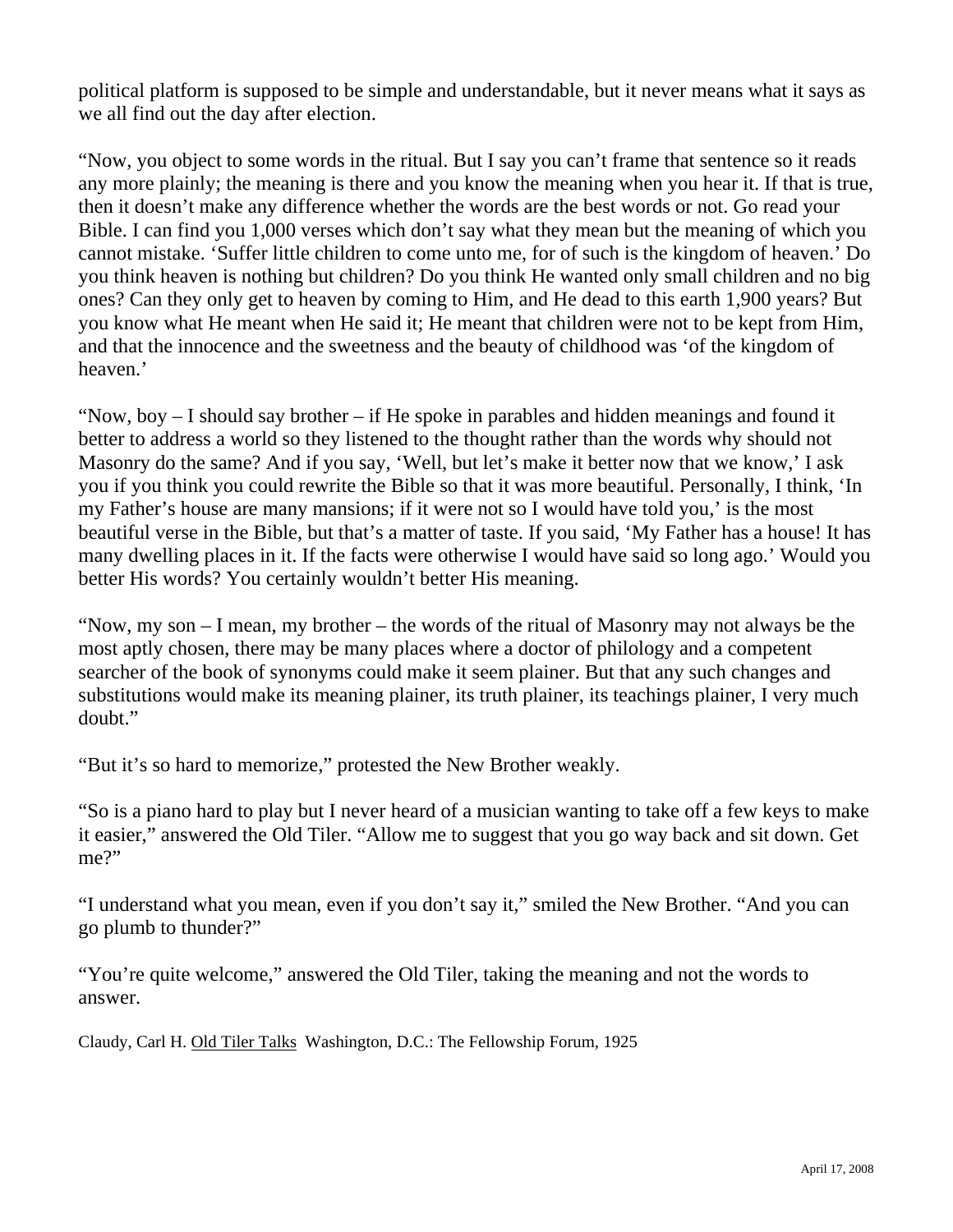political platform is supposed to be simple and understandable, but it never means what it says as we all find out the day after election.

"Now, you object to some words in the ritual. But I say you can't frame that sentence so it reads any more plainly; the meaning is there and you know the meaning when you hear it. If that is true, then it doesn't make any difference whether the words are the best words or not. Go read your Bible. I can find you 1,000 verses which don't say what they mean but the meaning of which you cannot mistake. 'Suffer little children to come unto me, for of such is the kingdom of heaven.' Do you think heaven is nothing but children? Do you think He wanted only small children and no big ones? Can they only get to heaven by coming to Him, and He dead to this earth 1,900 years? But you know what He meant when He said it; He meant that children were not to be kept from Him, and that the innocence and the sweetness and the beauty of childhood was 'of the kingdom of heaven.'

"Now, boy – I should say brother – if He spoke in parables and hidden meanings and found it better to address a world so they listened to the thought rather than the words why should not Masonry do the same? And if you say, 'Well, but let's make it better now that we know,' I ask you if you think you could rewrite the Bible so that it was more beautiful. Personally, I think, 'In my Father's house are many mansions; if it were not so I would have told you,' is the most beautiful verse in the Bible, but that's a matter of taste. If you said, 'My Father has a house! It has many dwelling places in it. If the facts were otherwise I would have said so long ago.' Would you better His words? You certainly wouldn't better His meaning.

"Now, my son – I mean, my brother – the words of the ritual of Masonry may not always be the most aptly chosen, there may be many places where a doctor of philology and a competent searcher of the book of synonyms could make it seem plainer. But that any such changes and substitutions would make its meaning plainer, its truth plainer, its teachings plainer, I very much doubt."

"But it's so hard to memorize," protested the New Brother weakly.

"So is a piano hard to play but I never heard of a musician wanting to take off a few keys to make it easier," answered the Old Tiler. "Allow me to suggest that you go way back and sit down. Get me?"

"I understand what you mean, even if you don't say it," smiled the New Brother. "And you can go plumb to thunder?"

"You're quite welcome," answered the Old Tiler, taking the meaning and not the words to answer.

Claudy, Carl H. Old Tiler Talks Washington, D.C.: The Fellowship Forum, 1925

April 17, 2008